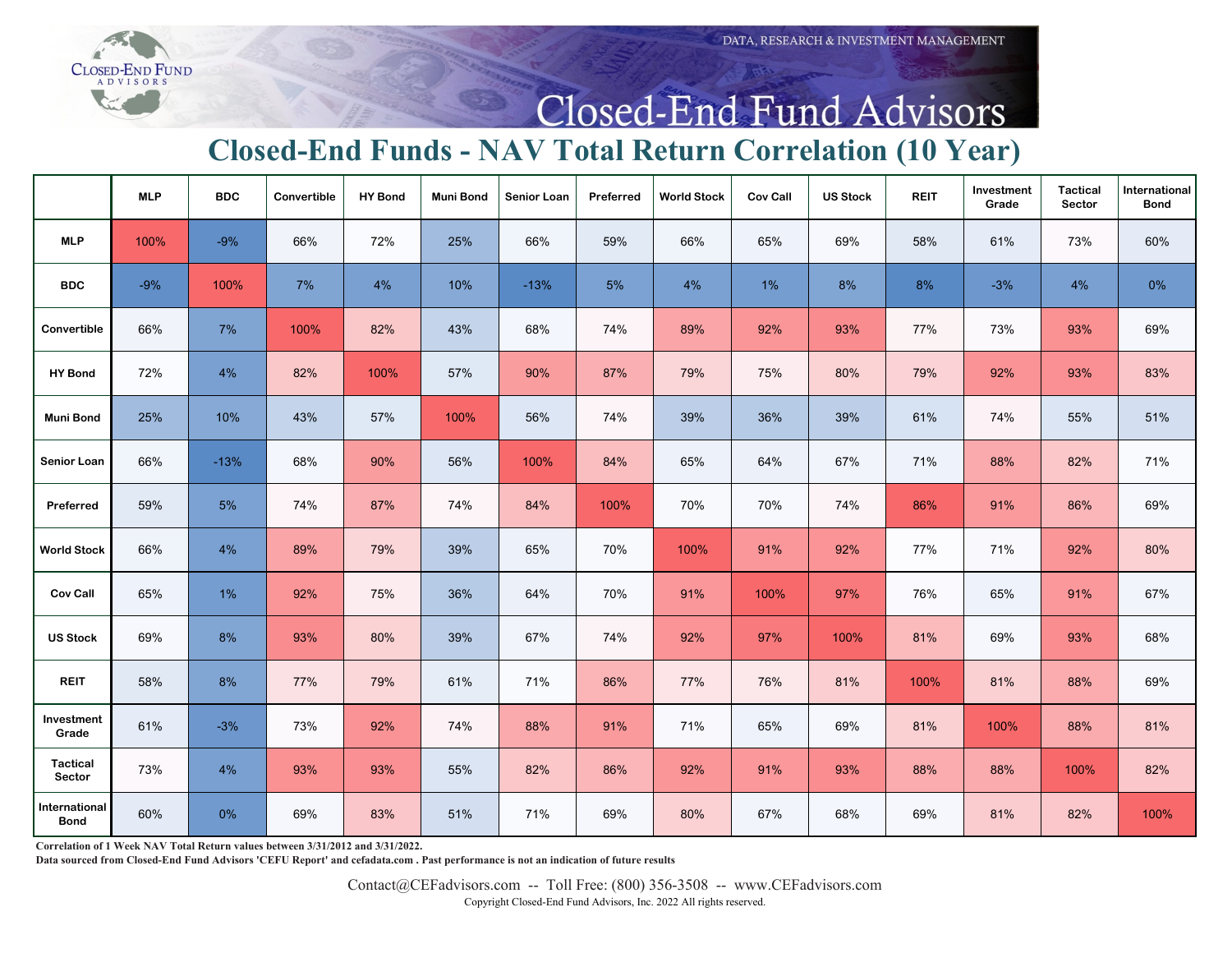Closed-End Fund Advisors

DATA, RESEARCH & INVESTMENT MANAGEMENT

# Closed-End Funds - NAV Total Return Correlation (10 Year)

| | MLP | BDC | Convertible | HY Bond | Muni Bond | Senior Loan | Preferred | World Stock | Cov Call | US Stock | REIT | Investment Grade | Tactical Sector | International Bond |
|---|---|---|---|---|---|---|---|---|---|---|---|---|---|---|
| **MLP** | 100% | -9% | 66% | 72% | 25% | 66% | 59% | 66% | 65% | 69% | 58% | 61% | 73% | 60% |
| **BDC** | -9% | 100% | 7% | 4% | 10% | -13% | 5% | 4% | 1% | 8% | 8% | -3% | 4% | 0% |
| **Convertible** | 66% | 7% | 100% | 82% | 43% | 68% | 74% | 89% | 92% | 93% | 77% | 73% | 93% | 69% |
| **HY Bond** | 72% | 4% | 82% | 100% | 57% | 90% | 87% | 79% | 75% | 80% | 79% | 92% | 93% | 83% |
| **Muni Bond** | 25% | 10% | 43% | 57% | 100% | 56% | 74% | 39% | 36% | 39% | 61% | 74% | 55% | 51% |
| **Senior Loan** | 66% | -13% | 68% | 90% | 56% | 100% | 84% | 65% | 64% | 67% | 71% | 88% | 82% | 71% |
| **Preferred** | 59% | 5% | 74% | 87% | 74% | 84% | 100% | 70% | 70% | 74% | 86% | 91% | 86% | 69% |
| **World Stock** | 66% | 4% | 89% | 79% | 39% | 65% | 70% | 100% | 91% | 92% | 77% | 71% | 92% | 80% |
| **Cov Call** | 65% | 1% | 92% | 75% | 36% | 64% | 70% | 91% | 100% | 97% | 76% | 65% | 91% | 67% |
| **US Stock** | 69% | 8% | 93% | 80% | 39% | 67% | 74% | 92% | 97% | 100% | 81% | 69% | 93% | 68% |
| **REIT** | 58% | 8% | 77% | 79% | 61% | 71% | 86% | 77% | 76% | 81% | 100% | 81% | 88% | 69% |
| **Investment Grade** | 61% | -3% | 73% | 92% | 74% | 88% | 91% | 71% | 65% | 69% | 81% | 100% | 88% | 81% |
| **Tactical Sector** | 73% | 4% | 93% | 93% | 55% | 82% | 86% | 92% | 91% | 93% | 88% | 88% | 100% | 82% |
| **International Bond** | 60% | 0% | 69% | 83% | 51% | 71% | 69% | 80% | 67% | 68% | 69% | 81% | 82% | 100% |

**Correlation of 1 Week NAV Total Return values between 3/31/2012 and 3/31/2022.**

**Data sourced from Closed-End Fund Advisors 'CEFU Report' and cefadata.com . Past performance is not an indication of future results**

Contact@CEFadvisors.com -- Toll Free: (800) 356-3508 -- www.CEFadvisors.com

Copyright Closed-End Fund Advisors, Inc. 2022 All rights reserved.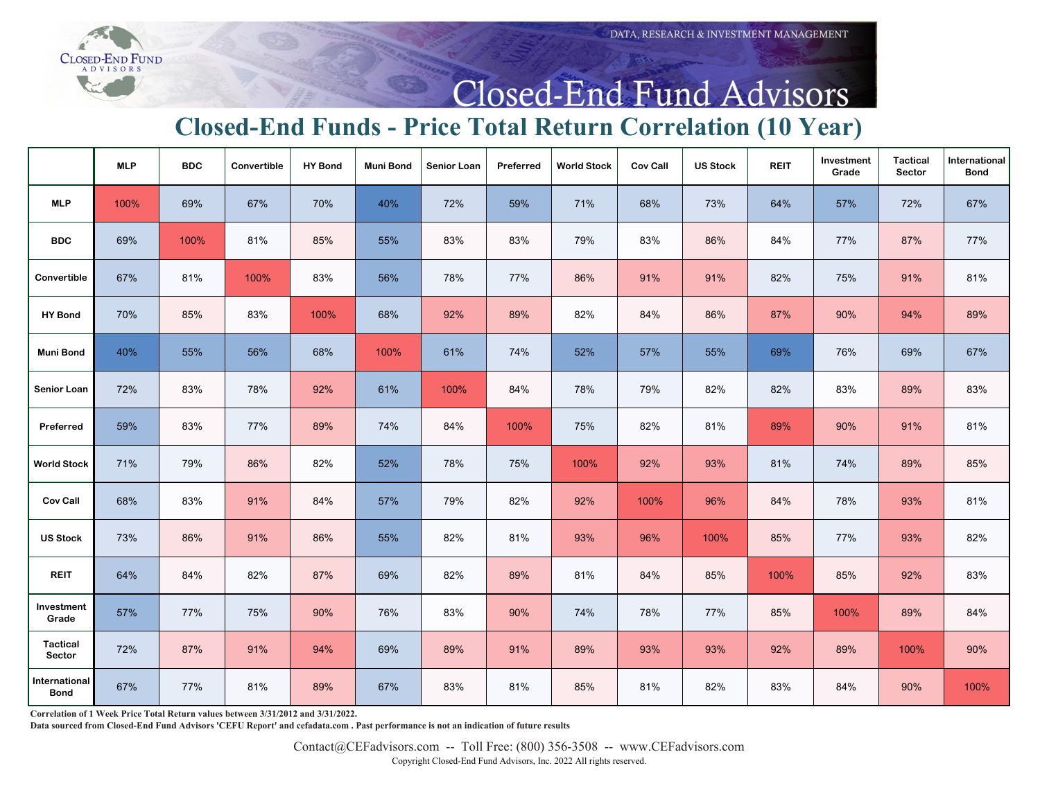# Closed-End Fund Advisors

DATA, RESEARCH & INVESTMENT MANAGEMENT

## Closed-End Funds - Price Total Return Correlation (10 Year)

| | MLP | BDC | Convertible | HY Bond | Muni Bond | Senior Loan | Preferred | World Stock | Cov Call | US Stock | REIT | Investment Grade | Tactical Sector | International Bond |
|---|---|---|---|---|---|---|---|---|---|---|---|---|---|---|
| **MLP** | 100% | 69% | 67% | 70% | 40% | 72% | 59% | 71% | 68% | 73% | 64% | 57% | 72% | 67% |
| **BDC** | 69% | 100% | 81% | 85% | 55% | 83% | 83% | 79% | 83% | 86% | 84% | 77% | 87% | 77% |
| **Convertible** | 67% | 81% | 100% | 83% | 56% | 78% | 77% | 86% | 91% | 91% | 82% | 75% | 91% | 81% |
| **HY Bond** | 70% | 85% | 83% | 100% | 68% | 92% | 89% | 82% | 84% | 86% | 87% | 90% | 94% | 89% |
| **Muni Bond** | 40% | 55% | 56% | 68% | 100% | 61% | 74% | 52% | 57% | 55% | 69% | 76% | 69% | 67% |
| **Senior Loan** | 72% | 83% | 78% | 92% | 61% | 100% | 84% | 78% | 79% | 82% | 82% | 83% | 89% | 83% |
| **Preferred** | 59% | 83% | 77% | 89% | 74% | 84% | 100% | 75% | 82% | 81% | 89% | 90% | 91% | 81% |
| **World Stock** | 71% | 79% | 86% | 82% | 52% | 78% | 75% | 100% | 92% | 93% | 81% | 74% | 89% | 85% |
| **Cov Call** | 68% | 83% | 91% | 84% | 57% | 79% | 82% | 92% | 100% | 96% | 84% | 78% | 93% | 81% |
| **US Stock** | 73% | 86% | 91% | 86% | 55% | 82% | 81% | 93% | 96% | 100% | 85% | 77% | 93% | 82% |
| **REIT** | 64% | 84% | 82% | 87% | 69% | 82% | 89% | 81% | 84% | 85% | 100% | 85% | 92% | 83% |
| **Investment Grade** | 57% | 77% | 75% | 90% | 76% | 83% | 90% | 74% | 78% | 77% | 85% | 100% | 89% | 84% |
| **Tactical Sector** | 72% | 87% | 91% | 94% | 69% | 89% | 91% | 89% | 93% | 93% | 92% | 89% | 100% | 90% |
| **International Bond** | 67% | 77% | 81% | 89% | 67% | 83% | 81% | 85% | 81% | 82% | 83% | 84% | 90% | 100% |

**Correlation of 1 Week Price Total Return values between 3/31/2012 and 3/31/2022.**

**Data sourced from Closed-End Fund Advisors 'CEFU Report' and cefadata.com . Past performance is not an indication of future results**

Contact@CEFadvisors.com -- Toll Free: (800) 356-3508 -- www.CEFadvisors.com

Copyright Closed-End Fund Advisors, Inc. 2022 All rights reserved.